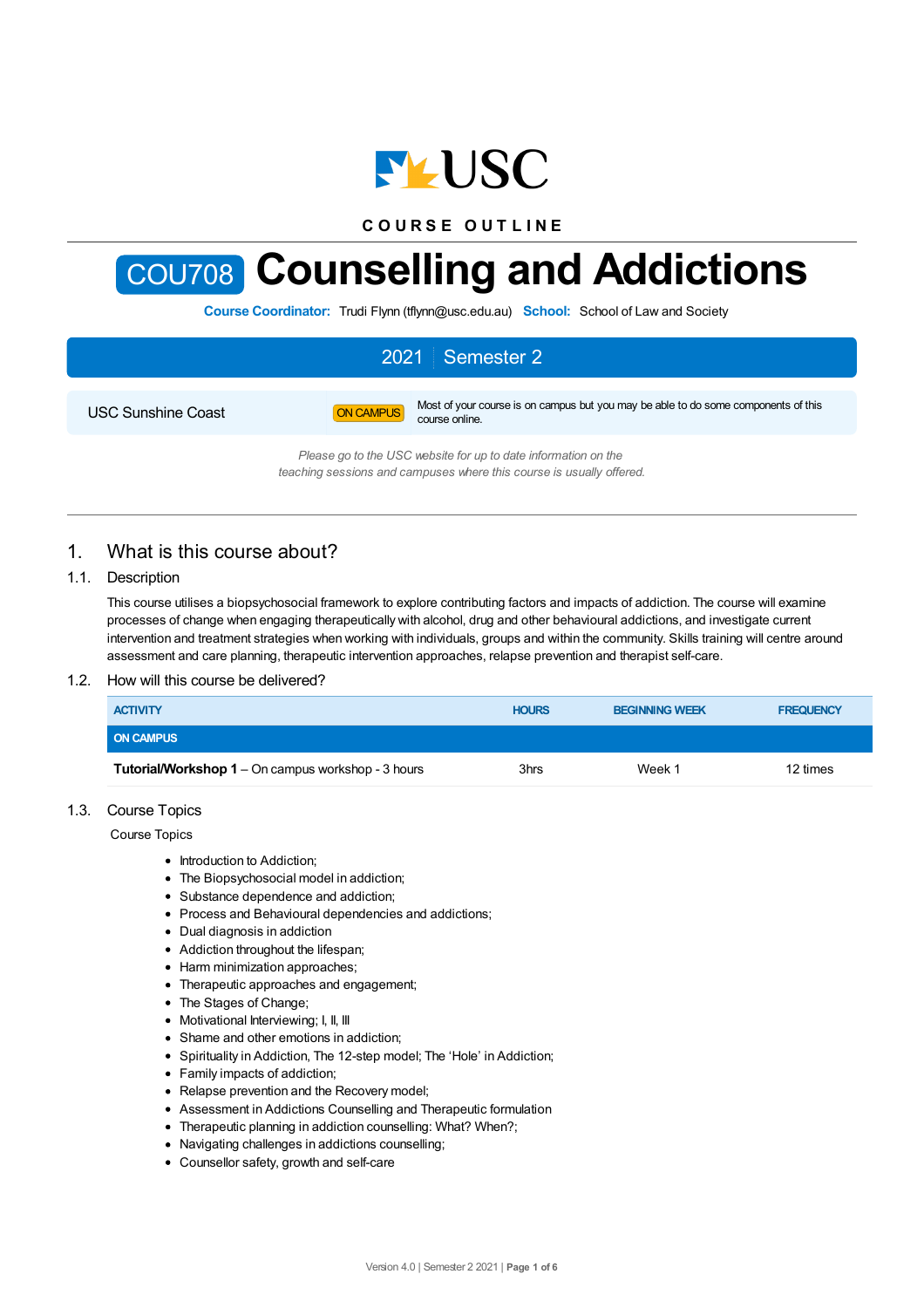COURSE OUTLINE

# COU708 Counselling and Addictions

**Course Coordinator:** Trudi Flynn (tflynn@usc.edu.au) **School:** School of Law and Society

2021 | Semester 2

USC Sunshine Coast — ON CAMPUS — Most of your course is on campus but you may be able to do some components of this course online.

*Please go to the USC website for up to date information on the teaching sessions and campuses where this course is usually offered.*

## 1. What is this course about?

### 1.1. Description

This course utilises a biopsychosocial framework to explore contributing factors and impacts of addiction. The course will examine processes of change when engaging therapeutically with alcohol, drug and other behavioural addictions, and investigate current intervention and treatment strategies when working with individuals, groups and within the community. Skills training will centre around assessment and care planning, therapeutic intervention approaches, relapse prevention and therapist self-care.

### 1.2. How will this course be delivered?

| ACTIVITY | HOURS | BEGINNING WEEK | FREQUENCY |
|---|---|---|---|
| **ON CAMPUS** | | | |
| **Tutorial/Workshop 1** – On campus workshop - 3 hours | 3hrs | Week 1 | 12 times |

### 1.3. Course Topics

Course Topics

- Introduction to Addiction;
- The Biopsychosocial model in addiction;
- Substance dependence and addiction;
- Process and Behavioural dependencies and addictions;
- Dual diagnosis in addiction
- Addiction throughout the lifespan;
- Harm minimization approaches;
- Therapeutic approaches and engagement;
- The Stages of Change;
- Motivational Interviewing; I, II, III
- Shame and other emotions in addiction;
- Spirituality in Addiction, The 12-step model; The 'Hole' in Addiction;
- Family impacts of addiction;
- Relapse prevention and the Recovery model;
- Assessment in Addictions Counselling and Therapeutic formulation
- Therapeutic planning in addiction counselling: What? When?;
- Navigating challenges in addictions counselling;
- Counsellor safety, growth and self-care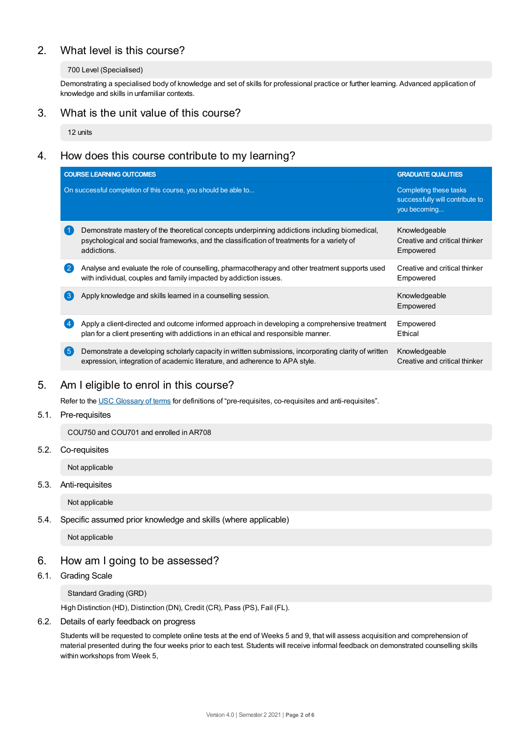## 2. What level is this course?

700 Level (Specialised)

Demonstrating a specialised body of knowledge and set of skills for professional practice or further learning. Advanced application of knowledge and skills in unfamiliar contexts.

## 3. What is the unit value of this course?

12 units

## 4. How does this course contribute to my learning?

| | COURSE LEARNING OUTCOMES<br>On successful completion of this course, you should be able to... | GRADUATE QUALITIES<br>Completing these tasks successfully will contribute to you becoming... |
|---|---|---|
| 1 | Demonstrate mastery of the theoretical concepts underpinning addictions including biomedical, psychological and social frameworks, and the classification of treatments for a variety of addictions. | Knowledgeable<br>Creative and critical thinker<br>Empowered |
| 2 | Analyse and evaluate the role of counselling, pharmacotherapy and other treatment supports used with individual, couples and family impacted by addiction issues. | Creative and critical thinker<br>Empowered |
| 3 | Apply knowledge and skills learned in a counselling session. | Knowledgeable<br>Empowered |
| 4 | Apply a client-directed and outcome informed approach in developing a comprehensive treatment plan for a client presenting with addictions in an ethical and responsible manner. | Empowered<br>Ethical |
| 5 | Demonstrate a developing scholarly capacity in written submissions, incorporating clarity of written expression, integration of academic literature, and adherence to APA style. | Knowledgeable<br>Creative and critical thinker |

## 5. Am I eligible to enrol in this course?

Refer to the USC Glossary of terms for definitions of "pre-requisites, co-requisites and anti-requisites".

### 5.1. Pre-requisites

COU750 and COU701 and enrolled in AR708

### 5.2. Co-requisites

Not applicable

### 5.3. Anti-requisites

Not applicable

### 5.4. Specific assumed prior knowledge and skills (where applicable)

Not applicable

## 6. How am I going to be assessed?

### 6.1. Grading Scale

Standard Grading (GRD)

High Distinction (HD), Distinction (DN), Credit (CR), Pass (PS), Fail (FL).

### 6.2. Details of early feedback on progress

Students will be requested to complete online tests at the end of Weeks 5 and 9, that will assess acquisition and comprehension of material presented during the four weeks prior to each test. Students will receive informal feedback on demonstrated counselling skills within workshops from Week 5,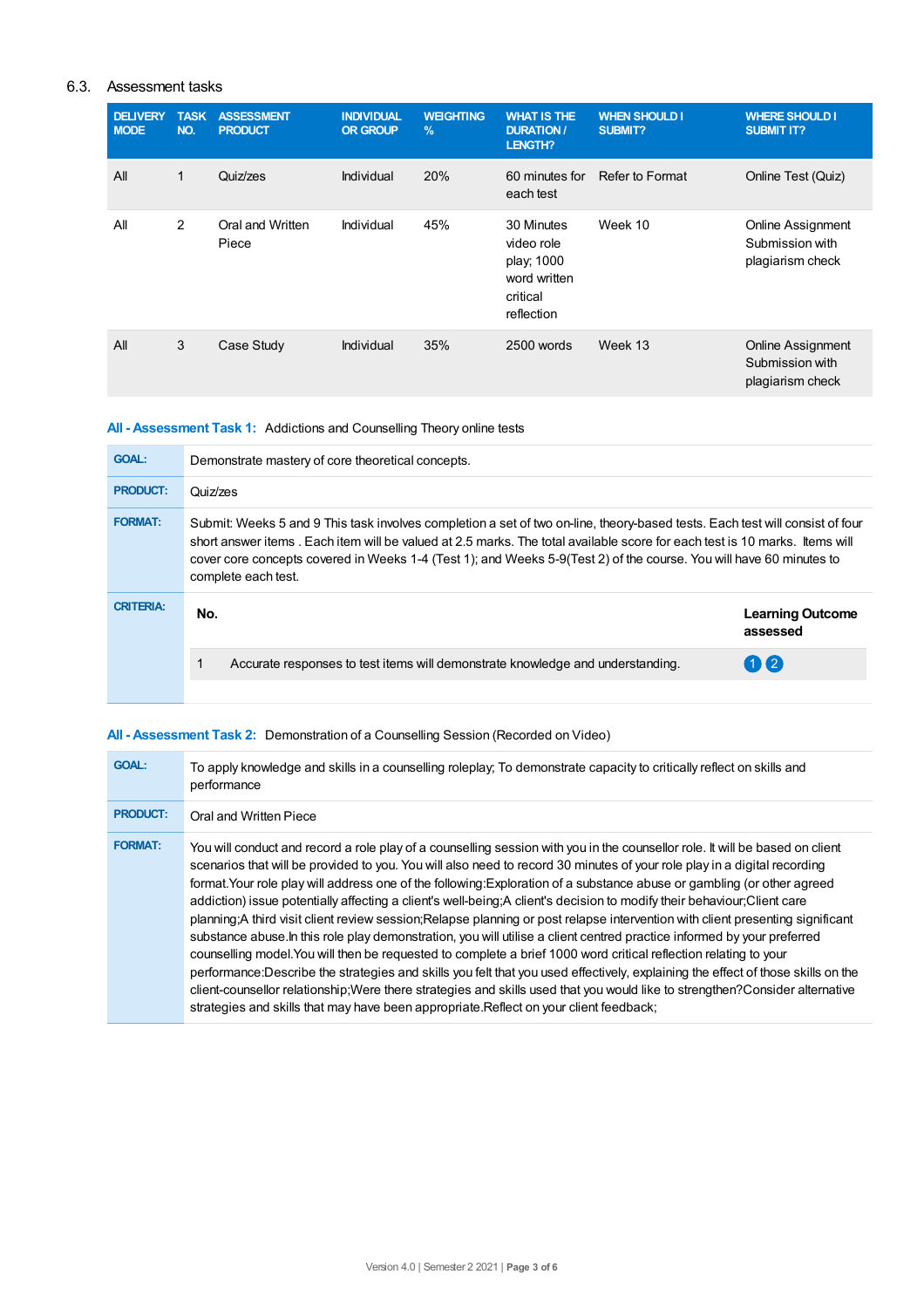## 6.3. Assessment tasks

| DELIVERY MODE | TASK NO. | ASSESSMENT PRODUCT | INDIVIDUAL OR GROUP | WEIGHTING % | WHAT IS THE DURATION / LENGTH? | WHEN SHOULD I SUBMIT? | WHERE SHOULD I SUBMIT IT? |
|---|---|---|---|---|---|---|---|
| All | 1 | Quiz/zes | Individual | 20% | 60 minutes for each test | Refer to Format | Online Test (Quiz) |
| All | 2 | Oral and Written Piece | Individual | 45% | 30 Minutes video role play; 1000 word written critical reflection | Week 10 | Online Assignment Submission with plagiarism check |
| All | 3 | Case Study | Individual | 35% | 2500 words | Week 13 | Online Assignment Submission with plagiarism check |

### All - Assessment Task 1: Addictions and Counselling Theory online tests

**GOAL:** Demonstrate mastery of core theoretical concepts.

**PRODUCT:** Quiz/zes

**FORMAT:** Submit: Weeks 5 and 9 This task involves completion a set of two on-line, theory-based tests. Each test will consist of four short answer items . Each item will be valued at 2.5 marks. The total available score for each test is 10 marks. Items will cover core concepts covered in Weeks 1-4 (Test 1); and Weeks 5-9(Test 2) of the course. You will have 60 minutes to complete each test.

**CRITERIA:**

| No. | | Learning Outcome assessed |
|---|---|---|
| 1 | Accurate responses to test items will demonstrate knowledge and understanding. | 1 2 |

### All - Assessment Task 2: Demonstration of a Counselling Session (Recorded on Video)

**GOAL:** To apply knowledge and skills in a counselling roleplay; To demonstrate capacity to critically reflect on skills and performance

**PRODUCT:** Oral and Written Piece

**FORMAT:** You will conduct and record a role play of a counselling session with you in the counsellor role. It will be based on client scenarios that will be provided to you. You will also need to record 30 minutes of your role play in a digital recording format.Your role play will address one of the following:Exploration of a substance abuse or gambling (or other agreed addiction) issue potentially affecting a client's well-being;A client's decision to modify their behaviour;Client care planning;A third visit client review session;Relapse planning or post relapse intervention with client presenting significant substance abuse.In this role play demonstration, you will utilise a client centred practice informed by your preferred counselling model.You will then be requested to complete a brief 1000 word critical reflection relating to your performance:Describe the strategies and skills you felt that you used effectively, explaining the effect of those skills on the client-counsellor relationship;Were there strategies and skills used that you would like to strengthen?Consider alternative strategies and skills that may have been appropriate.Reflect on your client feedback;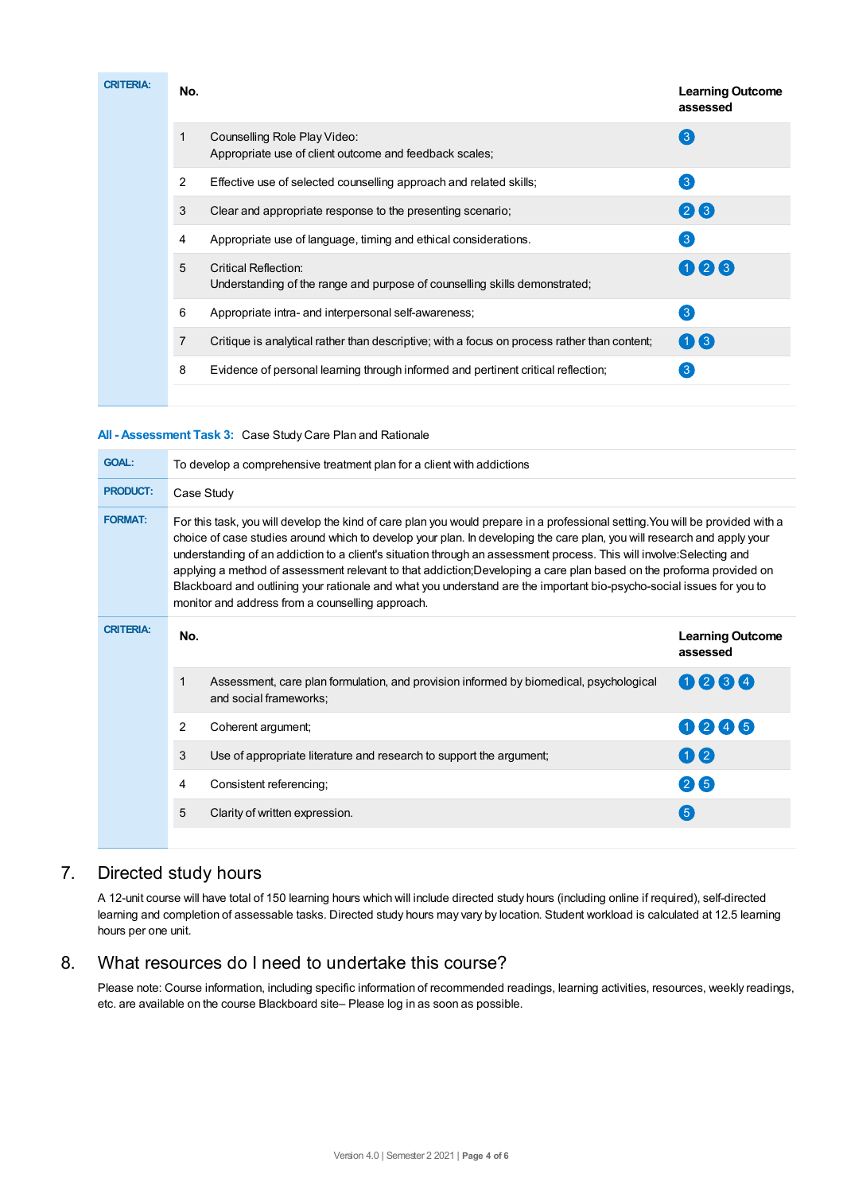**CRITERIA:**

| No. | | Learning Outcome assessed |
| --- | --- | --- |
| 1 | Counselling Role Play Video: Appropriate use of client outcome and feedback scales; | 3 |
| 2 | Effective use of selected counselling approach and related skills; | 3 |
| 3 | Clear and appropriate response to the presenting scenario; | 2 3 |
| 4 | Appropriate use of language, timing and ethical considerations. | 3 |
| 5 | Critical Reflection: Understanding of the range and purpose of counselling skills demonstrated; | 1 2 3 |
| 6 | Appropriate intra- and interpersonal self-awareness; | 3 |
| 7 | Critique is analytical rather than descriptive; with a focus on process rather than content; | 1 3 |
| 8 | Evidence of personal learning through informed and pertinent critical reflection; | 3 |

**All - Assessment Task 3:** Case Study Care Plan and Rationale

**GOAL:** To develop a comprehensive treatment plan for a client with addictions

**PRODUCT:** Case Study

**FORMAT:** For this task, you will develop the kind of care plan you would prepare in a professional setting.You will be provided with a choice of case studies around which to develop your plan. In developing the care plan, you will research and apply your understanding of an addiction to a client's situation through an assessment process. This will involve:Selecting and applying a method of assessment relevant to that addiction;Developing a care plan based on the proforma provided on Blackboard and outlining your rationale and what you understand are the important bio-psycho-social issues for you to monitor and address from a counselling approach.

**CRITERIA:**

| No. | | Learning Outcome assessed |
| --- | --- | --- |
| 1 | Assessment, care plan formulation, and provision informed by biomedical, psychological and social frameworks; | 1 2 3 4 |
| 2 | Coherent argument; | 1 2 4 5 |
| 3 | Use of appropriate literature and research to support the argument; | 1 2 |
| 4 | Consistent referencing; | 2 5 |
| 5 | Clarity of written expression. | 5 |

## 7. Directed study hours

A 12-unit course will have total of 150 learning hours which will include directed study hours (including online if required), self-directed learning and completion of assessable tasks. Directed study hours may vary by location. Student workload is calculated at 12.5 learning hours per one unit.

## 8. What resources do I need to undertake this course?

Please note: Course information, including specific information of recommended readings, learning activities, resources, weekly readings, etc. are available on the course Blackboard site– Please log in as soon as possible.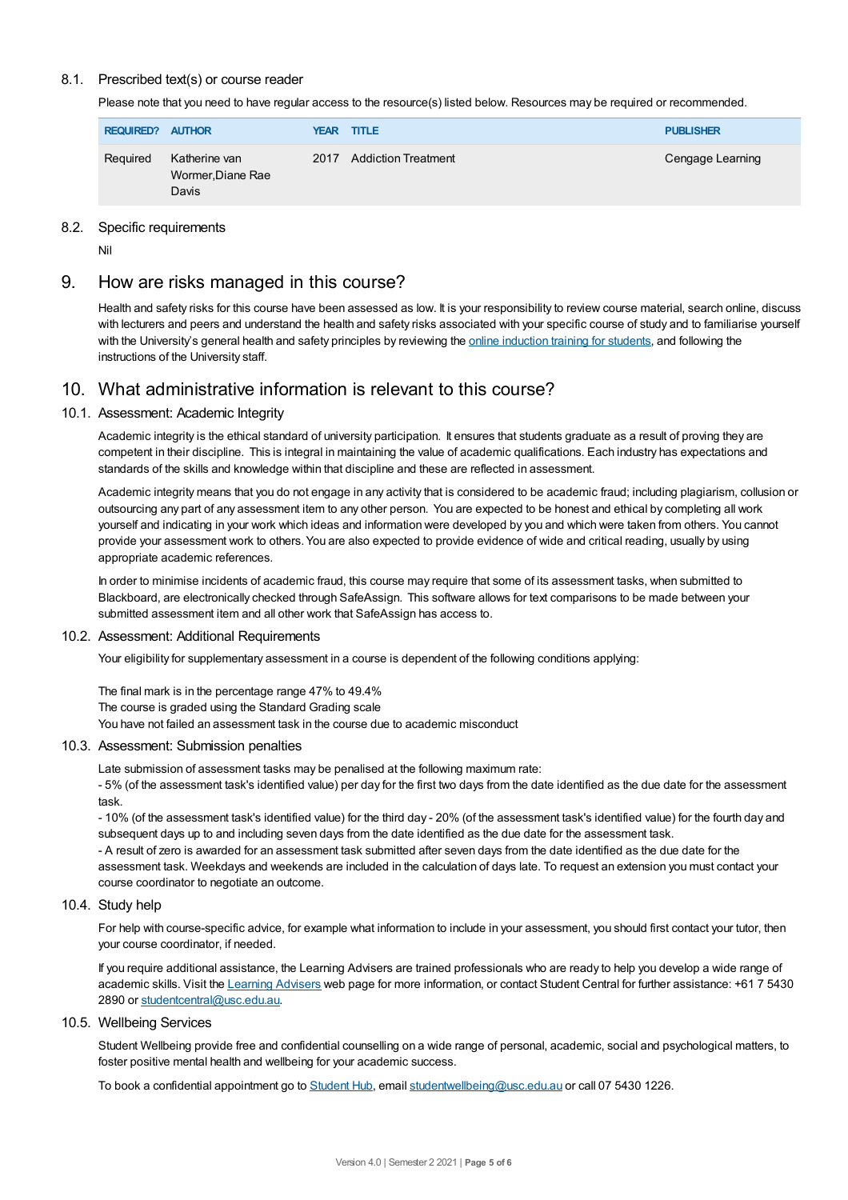### 8.1. Prescribed text(s) or course reader

Please note that you need to have regular access to the resource(s) listed below. Resources may be required or recommended.

| REQUIRED? | AUTHOR | YEAR | TITLE | PUBLISHER |
|---|---|---|---|---|
| Required | Katherine van Wormer,Diane Rae Davis | 2017 | Addiction Treatment | Cengage Learning |

### 8.2. Specific requirements

Nil

## 9. How are risks managed in this course?

Health and safety risks for this course have been assessed as low. It is your responsibility to review course material, search online, discuss with lecturers and peers and understand the health and safety risks associated with your specific course of study and to familiarise yourself with the University's general health and safety principles by reviewing the online induction training for students, and following the instructions of the University staff.

## 10. What administrative information is relevant to this course?

### 10.1. Assessment: Academic Integrity

Academic integrity is the ethical standard of university participation. It ensures that students graduate as a result of proving they are competent in their discipline. This is integral in maintaining the value of academic qualifications. Each industry has expectations and standards of the skills and knowledge within that discipline and these are reflected in assessment.

Academic integrity means that you do not engage in any activity that is considered to be academic fraud; including plagiarism, collusion or outsourcing any part of any assessment item to any other person. You are expected to be honest and ethical by completing all work yourself and indicating in your work which ideas and information were developed by you and which were taken from others. You cannot provide your assessment work to others. You are also expected to provide evidence of wide and critical reading, usually by using appropriate academic references.

In order to minimise incidents of academic fraud, this course may require that some of its assessment tasks, when submitted to Blackboard, are electronically checked through SafeAssign. This software allows for text comparisons to be made between your submitted assessment item and all other work that SafeAssign has access to.

### 10.2. Assessment: Additional Requirements

Your eligibility for supplementary assessment in a course is dependent of the following conditions applying:

The final mark is in the percentage range 47% to 49.4%
The course is graded using the Standard Grading scale
You have not failed an assessment task in the course due to academic misconduct

### 10.3. Assessment: Submission penalties

Late submission of assessment tasks may be penalised at the following maximum rate:
- 5% (of the assessment task's identified value) per day for the first two days from the date identified as the due date for the assessment task.
- 10% (of the assessment task's identified value) for the third day - 20% (of the assessment task's identified value) for the fourth day and subsequent days up to and including seven days from the date identified as the due date for the assessment task.
- A result of zero is awarded for an assessment task submitted after seven days from the date identified as the due date for the assessment task. Weekdays and weekends are included in the calculation of days late. To request an extension you must contact your course coordinator to negotiate an outcome.

### 10.4. Study help

For help with course-specific advice, for example what information to include in your assessment, you should first contact your tutor, then your course coordinator, if needed.

If you require additional assistance, the Learning Advisers are trained professionals who are ready to help you develop a wide range of academic skills. Visit the Learning Advisers web page for more information, or contact Student Central for further assistance: +61 7 5430 2890 or studentcentral@usc.edu.au.

### 10.5. Wellbeing Services

Student Wellbeing provide free and confidential counselling on a wide range of personal, academic, social and psychological matters, to foster positive mental health and wellbeing for your academic success.

To book a confidential appointment go to Student Hub, email studentwellbeing@usc.edu.au or call 07 5430 1226.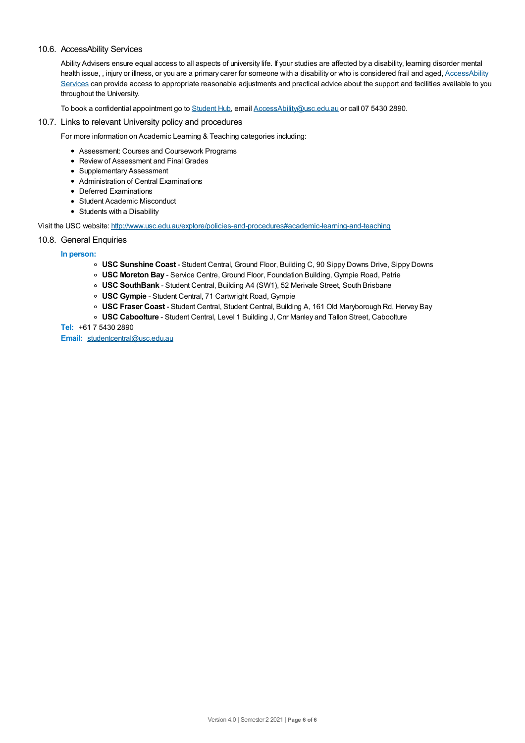### 10.6. AccessAbility Services

Ability Advisers ensure equal access to all aspects of university life. If your studies are affected by a disability, learning disorder mental health issue, , injury or illness, or you are a primary carer for someone with a disability or who is considered frail and aged, [AccessAbility Services] can provide access to appropriate reasonable adjustments and practical advice about the support and facilities available to you throughout the University.

To book a confidential appointment go to [Student Hub], email AccessAbility@usc.edu.au or call 07 5430 2890.

### 10.7. Links to relevant University policy and procedures

For more information on Academic Learning & Teaching categories including:

- Assessment: Courses and Coursework Programs
- Review of Assessment and Final Grades
- Supplementary Assessment
- Administration of Central Examinations
- Deferred Examinations
- Student Academic Misconduct
- Students with a Disability

Visit the USC website: http://www.usc.edu.au/explore/policies-and-procedures#academic-learning-and-teaching

### 10.8. General Enquiries

**In person:**

- **USC Sunshine Coast** - Student Central, Ground Floor, Building C, 90 Sippy Downs Drive, Sippy Downs
- **USC Moreton Bay** - Service Centre, Ground Floor, Foundation Building, Gympie Road, Petrie
- **USC SouthBank** - Student Central, Building A4 (SW1), 52 Merivale Street, South Brisbane
- **USC Gympie** - Student Central, 71 Cartwright Road, Gympie
- **USC Fraser Coast** - Student Central, Student Central, Building A, 161 Old Maryborough Rd, Hervey Bay
- **USC Caboolture** - Student Central, Level 1 Building J, Cnr Manley and Tallon Street, Caboolture

**Tel:** +61 7 5430 2890

**Email:** studentcentral@usc.edu.au